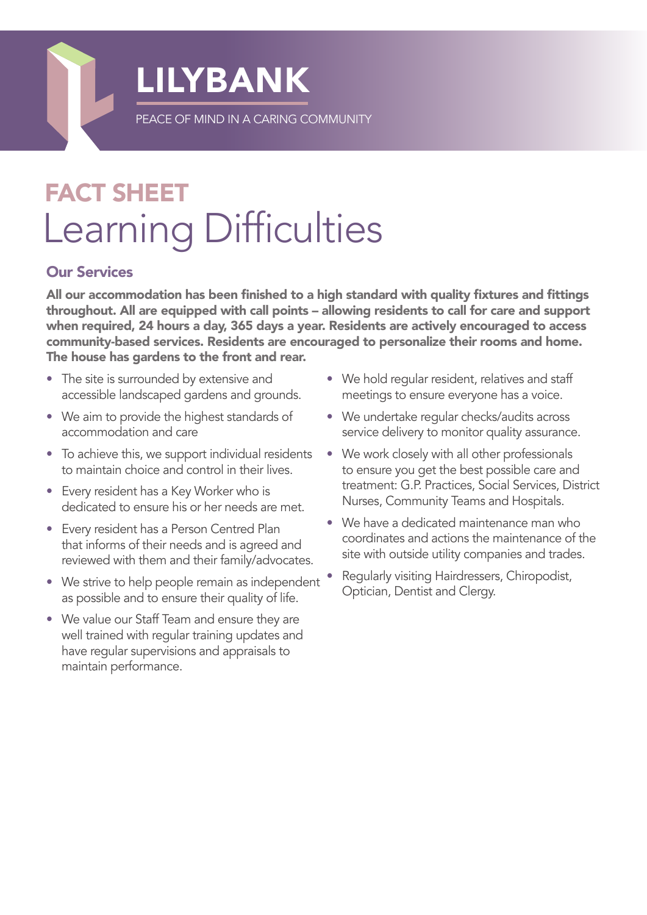# LILYBANK

PEACE OF MIND IN A CARING COMMUNITY

## FACT SHEET

# Learning Difficulties

### Our Services

**All our accommodation has been finished to a high standard with quality fixtures and fittings throughout. All are equipped with call points – allowing residents to call for care and support when required, 24 hours a day, 365 days a year. Residents are actively encouraged to access community-based services. Residents are encouraged to personalize their rooms and home. The house has gardens to the front and rear.**

- The site is surrounded by extensive and accessible landscaped gardens and grounds.
- We aim to provide the highest standards of accommodation and care
- To achieve this, we support individual residents to maintain choice and control in their lives.
- Every resident has a Key Worker who is dedicated to ensure his or her needs are met.
- Every resident has a Person Centred Plan that informs of their needs and is agreed and reviewed with them and their family/advocates.
- We strive to help people remain as independent as possible and to ensure their quality of life.
- We value our Staff Team and ensure they are well trained with regular training updates and have regular supervisions and appraisals to maintain performance.
- We hold regular resident, relatives and staff meetings to ensure everyone has a voice.
- We undertake regular checks/audits across service delivery to monitor quality assurance.
- We work closely with all other professionals to ensure you get the best possible care and treatment: G.P. Practices, Social Services, District Nurses, Community Teams and Hospitals.
- We have a dedicated maintenance man who coordinates and actions the maintenance of the site with outside utility companies and trades.
- Regularly visiting Hairdressers, Chiropodist, Optician, Dentist and Clergy.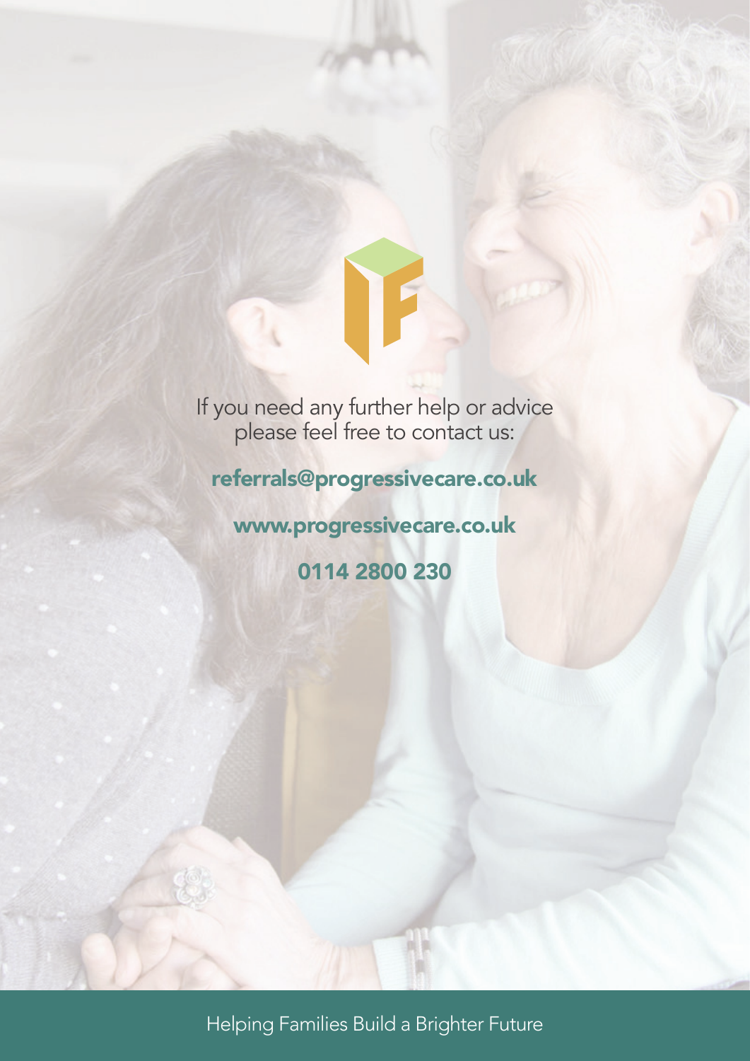If you need any further help or advice please feel free to contact us:

**referrals@progressivecare.co.uk**

**www.progressivecare.co.uk**

**0114 2800 230**

Helping Families Build a Brighter Future